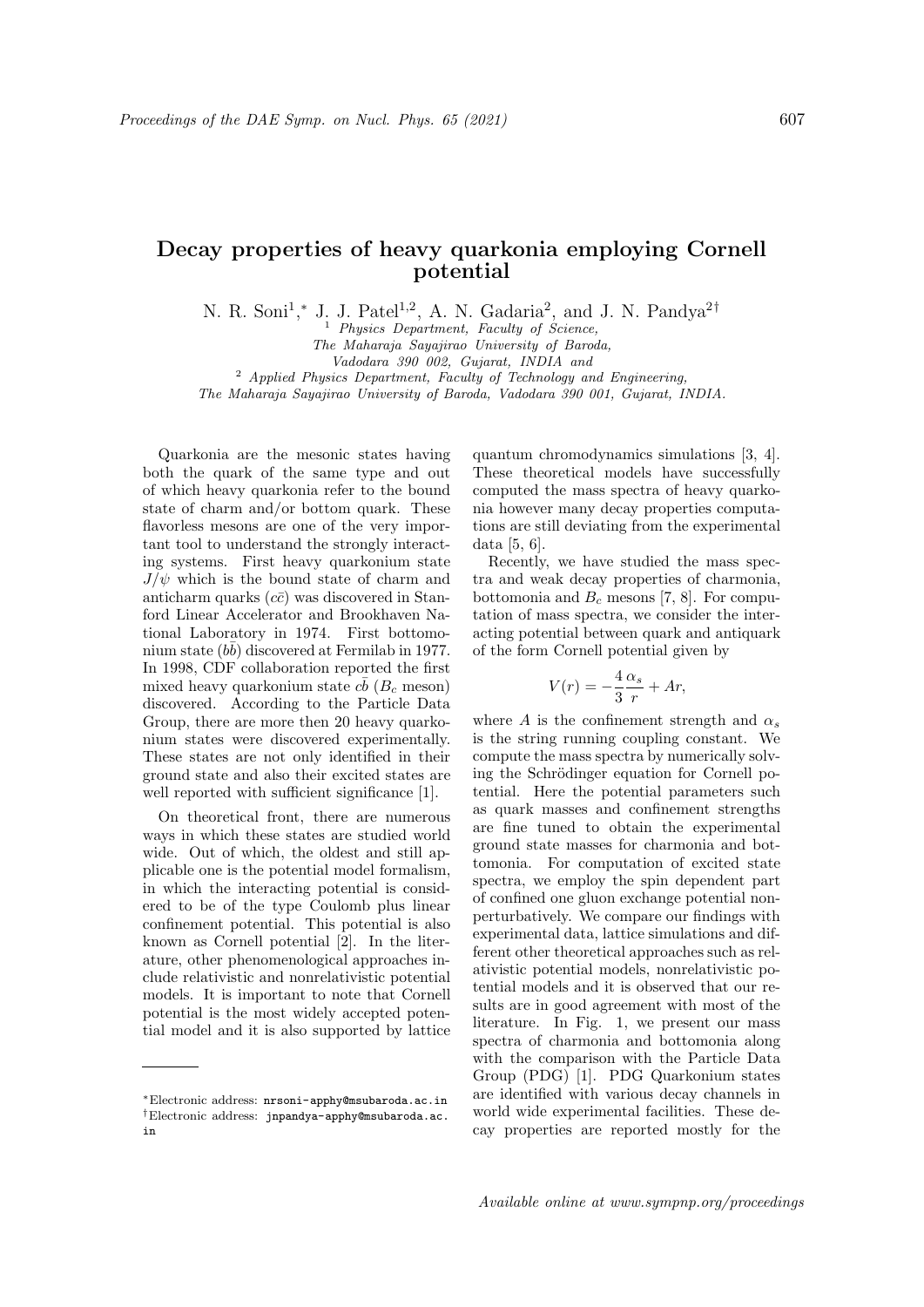# Decay properties of heavy quarkonia employing Cornell potential

N. R. Soni[1],* J. J. Patel[1,2], A. N. Gadaria[2], and J. N. Pandya[2†]

[1] *Physics Department, Faculty of Science, The Maharaja Sayajirao University of Baroda, Vadodara 390 002, Gujarat, INDIA and*

[2] *Applied Physics Department, Faculty of Technology and Engineering, The Maharaja Sayajirao University of Baroda, Vadodara 390 001, Gujarat, INDIA.*

Quarkonia are the mesonic states having both the quark of the same type and out of which heavy quarkonia refer to the bound state of charm and/or bottom quark. These flavorless mesons are one of the very important tool to understand the strongly interacting systems. First heavy quarkonium state $J/\psi$ which is the bound state of charm and anticharm quarks ($c\bar{c}$) was discovered in Stanford Linear Accelerator and Brookhaven National Laboratory in 1974. First bottomonium state ($b\bar{b}$) discovered at Fermilab in 1977. In 1998, CDF collaboration reported the first mixed heavy quarkonium state $c\bar{b}$ ($B_c$ meson) discovered. According to the Particle Data Group, there are more then 20 heavy quarkonium states were discovered experimentally. These states are not only identified in their ground state and also their excited states are well reported with sufficient significance [1].

On theoretical front, there are numerous ways in which these states are studied world wide. Out of which, the oldest and still applicable one is the potential model formalism, in which the interacting potential is considered to be of the type Coulomb plus linear confinement potential. This potential is also known as Cornell potential [2]. In the literature, other phenomenological approaches include relativistic and nonrelativistic potential models. It is important to note that Cornell potential is the most widely accepted potential model and it is also supported by lattice quantum chromodynamics simulations [3, 4]. These theoretical models have successfully computed the mass spectra of heavy quarkonia however many decay properties computations are still deviating from the experimental data [5, 6].

Recently, we have studied the mass spectra and weak decay properties of charmonia, bottomonia and $B_c$ mesons [7, 8]. For computation of mass spectra, we consider the interacting potential between quark and antiquark of the form Cornell potential given by

$$V(r) = -\frac{4}{3}\frac{\alpha_s}{r} + Ar,$$

where $A$ is the confinement strength and $\alpha_s$ is the string running coupling constant. We compute the mass spectra by numerically solving the Schrödinger equation for Cornell potential. Here the potential parameters such as quark masses and confinement strengths are fine tuned to obtain the experimental ground state masses for charmonia and bottomonia. For computation of excited state spectra, we employ the spin dependent part of confined one gluon exchange potential nonperturbatively. We compare our findings with experimental data, lattice simulations and different other theoretical approaches such as relativistic potential models, nonrelativistic potential models and it is observed that our results are in good agreement with most of the literature. In Fig. 1, we present our mass spectra of charmonia and bottomonia along with the comparison with the Particle Data Group (PDG) [1]. PDG Quarkonium states are identified with various decay channels in world wide experimental facilities. These decay properties are reported mostly for the

*Electronic address: nrsoni-apphy@msubaroda.ac.in
†Electronic address: jnpandya-apphy@msubaroda.ac.in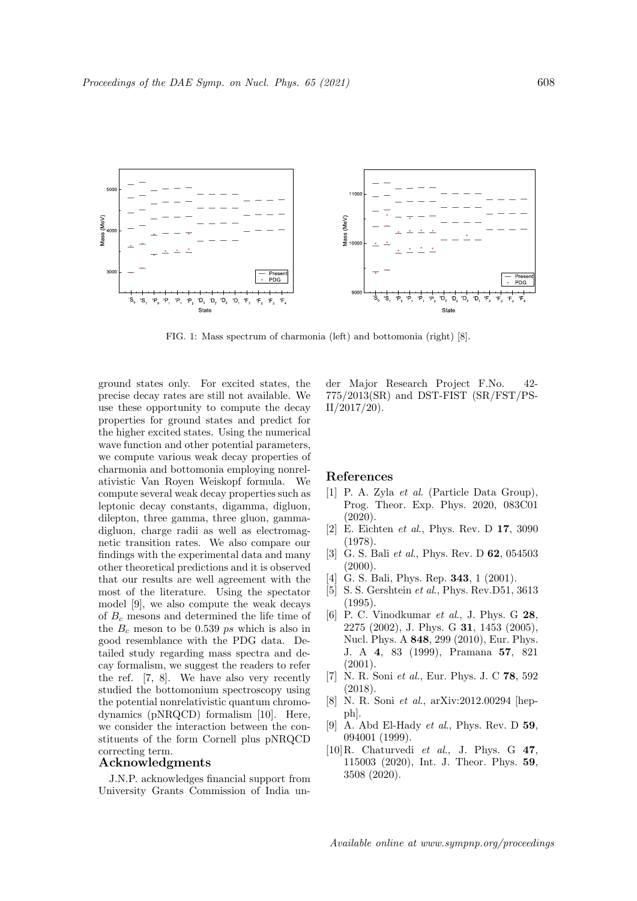5000

4000

3000

Mass (MeV)

$^1S_0$ $^3S_1$ $^3P_0$ $^3P_1$ $^1P_1$ $^3P_2$ $^3D_3$ $^3D_2$ $^1D_2$ $^3D_1$ $^3F_2$ $^3F_3$ $^1F_3$ $^3F_4$

State

— Present
* PDG

11000

10000

9000

Mass (MeV)

$^1S_0$ $^3S_1$ $^3P_2$ $^3P_1$ $^1P_1$ $^3P_0$ $^3D_3$ $^3D_2$ $^1D_2$ $^3D_1$ $^3F_2$ $^3F_3$ $^1F_3$ $^3F_4$

State

— Present
* PDG

FIG. 1: Mass spectrum of charmonia (left) and bottomonia (right) [8].

ground states only. For excited states, the precise decay rates are still not available. We use these opportunity to compute the decay properties for ground states and predict for the higher excited states. Using the numerical wave function and other potential parameters, we compute various weak decay properties of charmonia and bottomonia employing nonrelativistic Van Royen Weiskopf formula. We compute several weak decay properties such as leptonic decay constants, digamma, digluon, dilepton, three gamma, three gluon, gamma-digluon, charge radii as well as electromagnetic transition rates. We also compare our findings with the experimental data and many other theoretical predictions and it is observed that our results are well agreement with the most of the literature. Using the spectator model [9], we also compute the weak decays of $B_c$ mesons and determined the life time of the $B_c$ meson to be 0.539 *ps* which is also in good resemblance with the PDG data. Detailed study regarding mass spectra and decay formalism, we suggest the readers to refer the ref. [7, 8]. We have also very recently studied the bottomonium spectroscopy using the potential nonrelativistic quantum chromodynamics (pNRQCD) formalism [10]. Here, we consider the interaction between the constituents of the form Cornell plus pNRQCD correcting term.

## Acknowledgments

J.N.P. acknowledges financial support from University Grants Commission of India under Major Research Project F.No. 42-775/2013(SR) and DST-FIST (SR/FST/PS-II/2017/20).

## References

[1] P. A. Zyla *et al.* (Particle Data Group), Prog. Theor. Exp. Phys. 2020, 083C01 (2020).

[2] E. Eichten *et al.*, Phys. Rev. D **17**, 3090 (1978).

[3] G. S. Bali *et al.*, Phys. Rev. D **62**, 054503 (2000).

[4] G. S. Bali, Phys. Rep. **343**, 1 (2001).

[5] S. S. Gershtein *et al.*, Phys. Rev.D51, 3613 (1995).

[6] P. C. Vinodkumar *et al.*, J. Phys. G **28**, 2275 (2002), J. Phys. G **31**, 1453 (2005), Nucl. Phys. A **848**, 299 (2010), Eur. Phys. J. A **4**, 83 (1999), Pramana **57**, 821 (2001).

[7] N. R. Soni *et al.*, Eur. Phys. J. C **78**, 592 (2018).

[8] N. R. Soni *et al.*, arXiv:2012.00294 [hep-ph].

[9] A. Abd El-Hady *et al.*, Phys. Rev. D **59**, 094001 (1999).

[10] R. Chaturvedi *et al.*, J. Phys. G **47**, 115003 (2020), Int. J. Theor. Phys. **59**, 3508 (2020).